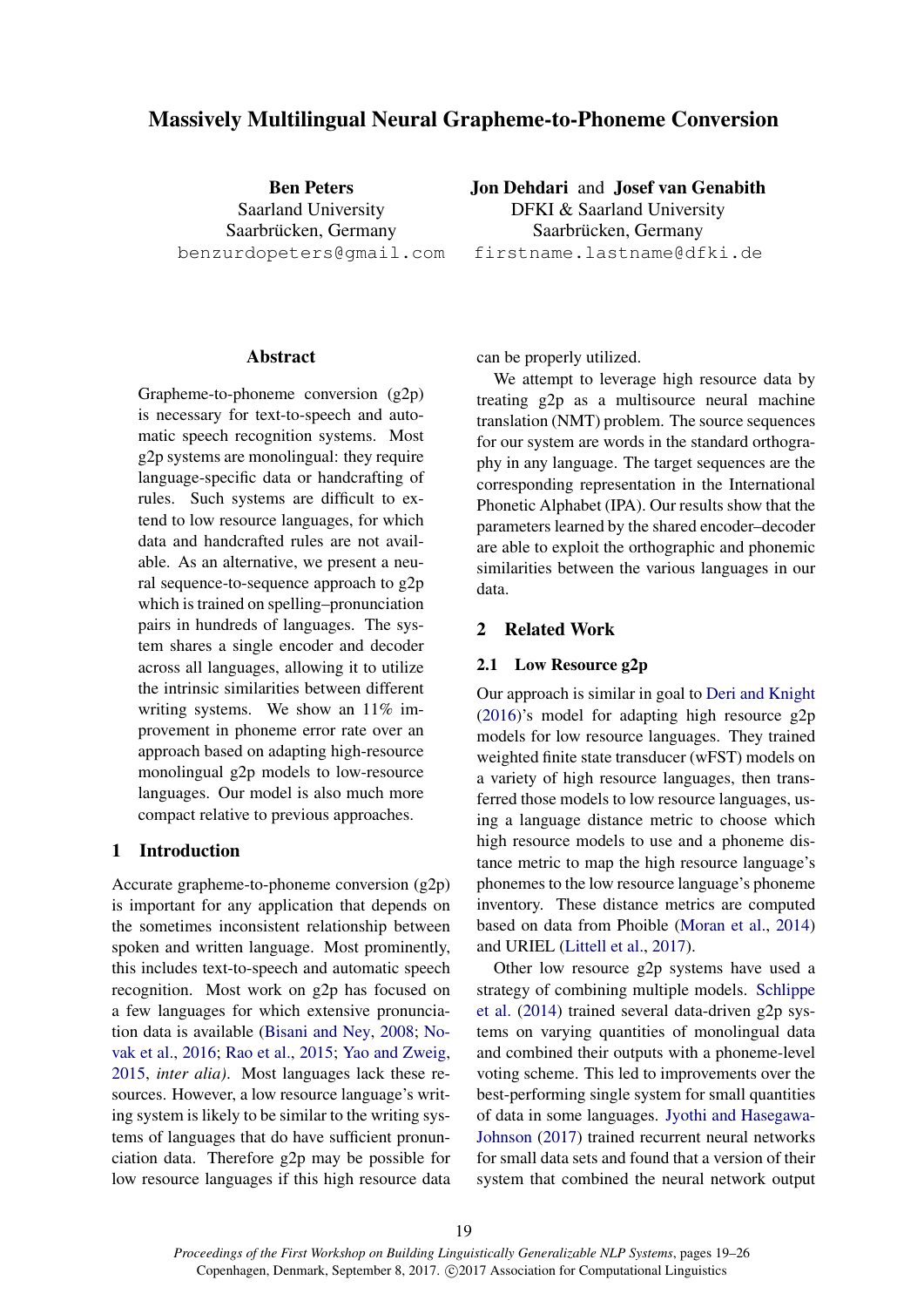# Massively Multilingual Neural Grapheme-to-Phoneme Conversion

**Ben Peters**
Saarland University
Saarbrücken, Germany
benzurdopeters@gmail.com

**Jon Dehdari** and **Josef van Genabith**
DFKI & Saarland University
Saarbrücken, Germany
firstname.lastname@dfki.de

## Abstract

Grapheme-to-phoneme conversion (g2p) is necessary for text-to-speech and automatic speech recognition systems. Most g2p systems are monolingual: they require language-specific data or handcrafting of rules. Such systems are difficult to extend to low resource languages, for which data and handcrafted rules are not available. As an alternative, we present a neural sequence-to-sequence approach to g2p which is trained on spelling–pronunciation pairs in hundreds of languages. The system shares a single encoder and decoder across all languages, allowing it to utilize the intrinsic similarities between different writing systems. We show an 11% improvement in phoneme error rate over an approach based on adapting high-resource monolingual g2p models to low-resource languages. Our model is also much more compact relative to previous approaches.

## 1 Introduction

Accurate grapheme-to-phoneme conversion (g2p) is important for any application that depends on the sometimes inconsistent relationship between spoken and written language. Most prominently, this includes text-to-speech and automatic speech recognition. Most work on g2p has focused on a few languages for which extensive pronunciation data is available (Bisani and Ney, 2008; Novak et al., 2016; Rao et al., 2015; Yao and Zweig, 2015, *inter alia)*. Most languages lack these resources. However, a low resource language's writing system is likely to be similar to the writing systems of languages that do have sufficient pronunciation data. Therefore g2p may be possible for low resource languages if this high resource data can be properly utilized.

We attempt to leverage high resource data by treating g2p as a multisource neural machine translation (NMT) problem. The source sequences for our system are words in the standard orthography in any language. The target sequences are the corresponding representation in the International Phonetic Alphabet (IPA). Our results show that the parameters learned by the shared encoder–decoder are able to exploit the orthographic and phonemic similarities between the various languages in our data.

## 2 Related Work

### 2.1 Low Resource g2p

Our approach is similar in goal to Deri and Knight (2016)'s model for adapting high resource g2p models for low resource languages. They trained weighted finite state transducer (wFST) models on a variety of high resource languages, then transferred those models to low resource languages, using a language distance metric to choose which high resource models to use and a phoneme distance metric to map the high resource language's phonemes to the low resource language's phoneme inventory. These distance metrics are computed based on data from Phoible (Moran et al., 2014) and URIEL (Littell et al., 2017).

Other low resource g2p systems have used a strategy of combining multiple models. Schlippe et al. (2014) trained several data-driven g2p systems on varying quantities of monolingual data and combined their outputs with a phoneme-level voting scheme. This led to improvements over the best-performing single system for small quantities of data in some languages. Jyothi and Hasegawa-Johnson (2017) trained recurrent neural networks for small data sets and found that a version of their system that combined the neural network output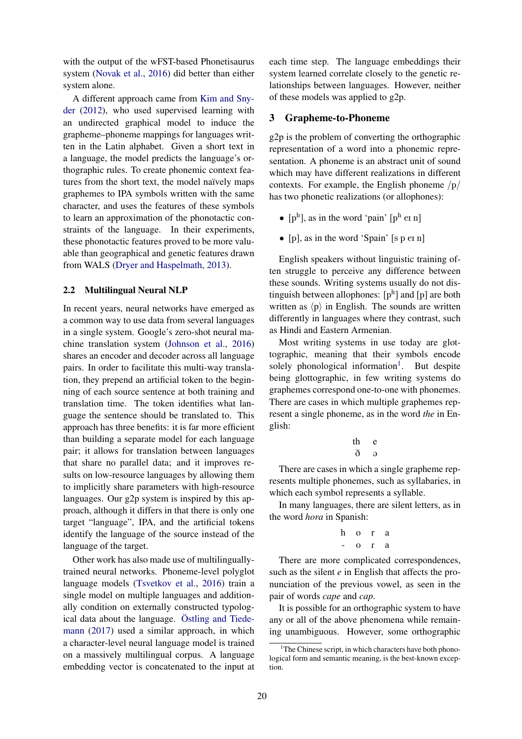with the output of the wFST-based Phonetisaurus system (Novak et al., 2016) did better than either system alone.

A different approach came from Kim and Snyder (2012), who used supervised learning with an undirected graphical model to induce the grapheme–phoneme mappings for languages written in the Latin alphabet. Given a short text in a language, the model predicts the language's orthographic rules. To create phonemic context features from the short text, the model naïvely maps graphemes to IPA symbols written with the same character, and uses the features of these symbols to learn an approximation of the phonotactic constraints of the language. In their experiments, these phonotactic features proved to be more valuable than geographical and genetic features drawn from WALS (Dryer and Haspelmath, 2013).

### 2.2 Multilingual Neural NLP

In recent years, neural networks have emerged as a common way to use data from several languages in a single system. Google's zero-shot neural machine translation system (Johnson et al., 2016) shares an encoder and decoder across all language pairs. In order to facilitate this multi-way translation, they prepend an artificial token to the beginning of each source sentence at both training and translation time. The token identifies what language the sentence should be translated to. This approach has three benefits: it is far more efficient than building a separate model for each language pair; it allows for translation between languages that share no parallel data; and it improves results on low-resource languages by allowing them to implicitly share parameters with high-resource languages. Our g2p system is inspired by this approach, although it differs in that there is only one target "language", IPA, and the artificial tokens identify the language of the source instead of the language of the target.

Other work has also made use of multilingually-trained neural networks. Phoneme-level polyglot language models (Tsvetkov et al., 2016) train a single model on multiple languages and additionally condition on externally constructed typological data about the language. Östling and Tiedemann (2017) used a similar approach, in which a character-level neural language model is trained on a massively multilingual corpus. A language embedding vector is concatenated to the input at each time step. The language embeddings their system learned correlate closely to the genetic relationships between languages. However, neither of these models was applied to g2p.

## 3 Grapheme-to-Phoneme

g2p is the problem of converting the orthographic representation of a word into a phonemic representation. A phoneme is an abstract unit of sound which may have different realizations in different contexts. For example, the English phoneme /p/ has two phonetic realizations (or allophones):

- [pʰ], as in the word 'pain' [pʰ eɪ n]
- [p], as in the word 'Spain' [s p eɪ n]

English speakers without linguistic training often struggle to perceive any difference between these sounds. Writing systems usually do not distinguish between allophones: [pʰ] and [p] are both written as ⟨p⟩ in English. The sounds are written differently in languages where they contrast, such as Hindi and Eastern Armenian.

Most writing systems in use today are glottographic, meaning that their symbols encode solely phonological information[1]. But despite being glottographic, in few writing systems do graphemes correspond one-to-one with phonemes. There are cases in which multiple graphemes represent a single phoneme, as in the word *the* in English:

| th | e |
|---|---|
| ð | ə |

There are cases in which a single grapheme represents multiple phonemes, such as syllabaries, in which each symbol represents a syllable.

In many languages, there are silent letters, as in the word *hora* in Spanish:

| h | o | r | a |
|---|---|---|---|
| - | o | ɾ | a |

There are more complicated correspondences, such as the silent *e* in English that affects the pronunciation of the previous vowel, as seen in the pair of words *cape* and *cap*.

It is possible for an orthographic system to have any or all of the above phenomena while remaining unambiguous. However, some orthographic

[1] The Chinese script, in which characters have both phonological form and semantic meaning, is the best-known exception.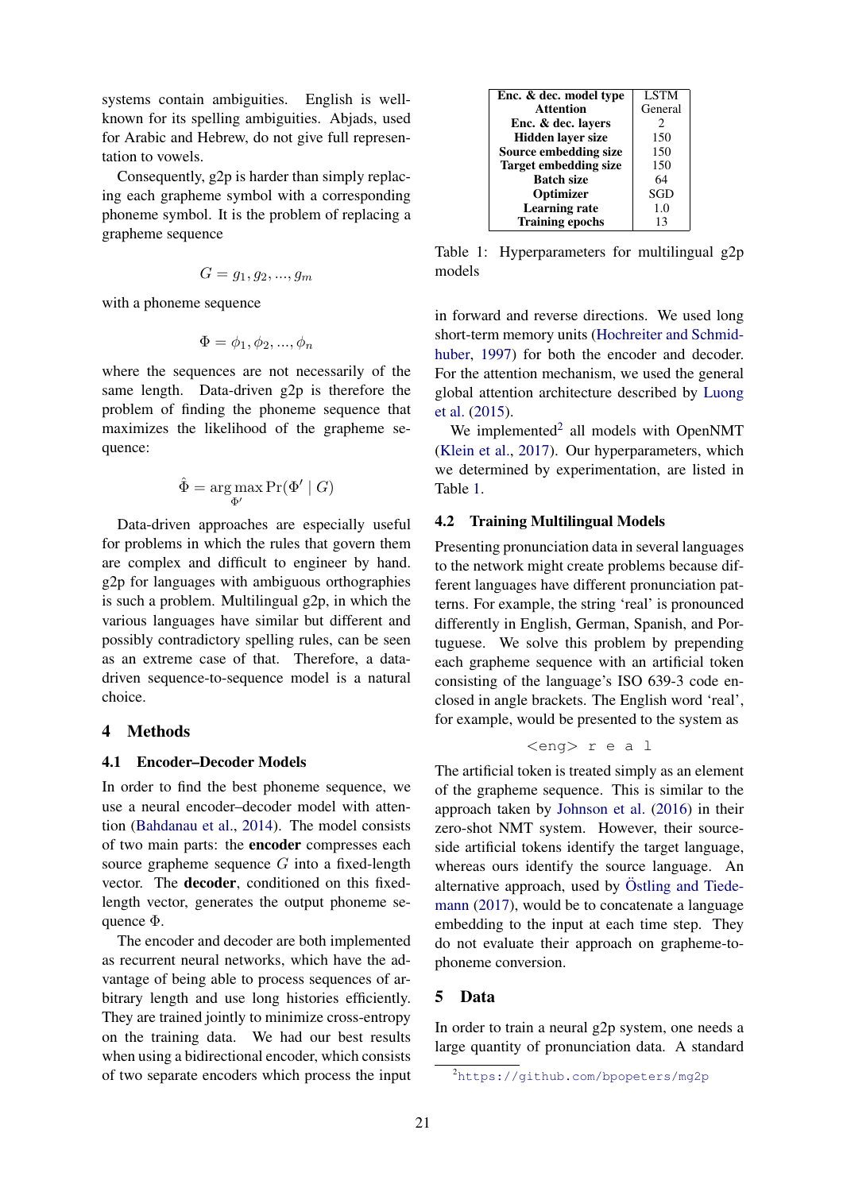systems contain ambiguities. English is well-known for its spelling ambiguities. Abjads, used for Arabic and Hebrew, do not give full representation to vowels.

Consequently, g2p is harder than simply replacing each grapheme symbol with a corresponding phoneme symbol. It is the problem of replacing a grapheme sequence

$$G = g_1, g_2, ..., g_m$$

with a phoneme sequence

$$\Phi = \phi_1, \phi_2, ..., \phi_n$$

where the sequences are not necessarily of the same length. Data-driven g2p is therefore the problem of finding the phoneme sequence that maximizes the likelihood of the grapheme sequence:

$$\hat{\Phi} = \arg\max_{\Phi'} \Pr(\Phi' \mid G)$$

Data-driven approaches are especially useful for problems in which the rules that govern them are complex and difficult to engineer by hand. g2p for languages with ambiguous orthographies is such a problem. Multilingual g2p, in which the various languages have similar but different and possibly contradictory spelling rules, can be seen as an extreme case of that. Therefore, a data-driven sequence-to-sequence model is a natural choice.

# 4 Methods

## 4.1 Encoder–Decoder Models

In order to find the best phoneme sequence, we use a neural encoder–decoder model with attention (Bahdanau et al., 2014). The model consists of two main parts: the **encoder** compresses each source grapheme sequence $G$ into a fixed-length vector. The **decoder**, conditioned on this fixed-length vector, generates the output phoneme sequence $\Phi$.

The encoder and decoder are both implemented as recurrent neural networks, which have the advantage of being able to process sequences of arbitrary length and use long histories efficiently. They are trained jointly to minimize cross-entropy on the training data. We had our best results when using a bidirectional encoder, which consists of two separate encoders which process the input in forward and reverse directions. We used long short-term memory units (Hochreiter and Schmidhuber, 1997) for both the encoder and decoder. For the attention mechanism, we used the general global attention architecture described by Luong et al. (2015).

We implemented[2] all models with OpenNMT (Klein et al., 2017). Our hyperparameters, which we determined by experimentation, are listed in Table 1.

| | |
|---|---|
| **Enc. & dec. model type** | LSTM |
| **Attention** | General |
| **Enc. & dec. layers** | 2 |
| **Hidden layer size** | 150 |
| **Source embedding size** | 150 |
| **Target embedding size** | 150 |
| **Batch size** | 64 |
| **Optimizer** | SGD |
| **Learning rate** | 1.0 |
| **Training epochs** | 13 |

Table 1: Hyperparameters for multilingual g2p models

## 4.2 Training Multilingual Models

Presenting pronunciation data in several languages to the network might create problems because different languages have different pronunciation patterns. For example, the string 'real' is pronounced differently in English, German, Spanish, and Portuguese. We solve this problem by prepending each grapheme sequence with an artificial token consisting of the language's ISO 639-3 code enclosed in angle brackets. The English word 'real', for example, would be presented to the system as

```
<eng> r e a l
```

The artificial token is treated simply as an element of the grapheme sequence. This is similar to the approach taken by Johnson et al. (2016) in their zero-shot NMT system. However, their source-side artificial tokens identify the target language, whereas ours identify the source language. An alternative approach, used by Östling and Tiedemann (2017), would be to concatenate a language embedding to the input at each time step. They do not evaluate their approach on grapheme-to-phoneme conversion.

# 5 Data

In order to train a neural g2p system, one needs a large quantity of pronunciation data. A standard

[2] https://github.com/bpopeters/mg2p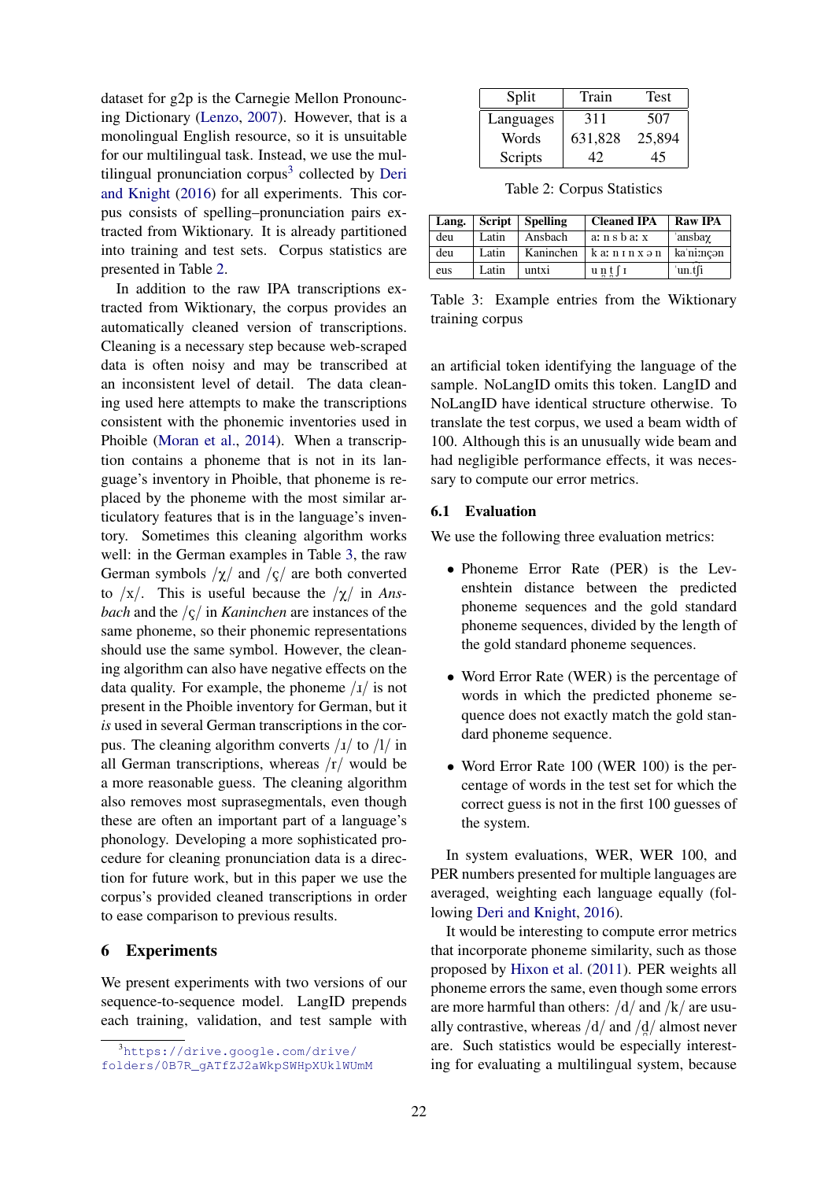dataset for g2p is the Carnegie Mellon Pronouncing Dictionary (Lenzo, 2007). However, that is a monolingual English resource, so it is unsuitable for our multilingual task. Instead, we use the multilingual pronunciation corpus[3] collected by Deri and Knight (2016) for all experiments. This corpus consists of spelling–pronunciation pairs extracted from Wiktionary. It is already partitioned into training and test sets. Corpus statistics are presented in Table 2.

In addition to the raw IPA transcriptions extracted from Wiktionary, the corpus provides an automatically cleaned version of transcriptions. Cleaning is a necessary step because web-scraped data is often noisy and may be transcribed at an inconsistent level of detail. The data cleaning used here attempts to make the transcriptions consistent with the phonemic inventories used in Phoible (Moran et al., 2014). When a transcription contains a phoneme that is not in its language's inventory in Phoible, that phoneme is replaced by the phoneme with the most similar articulatory features that is in the language's inventory. Sometimes this cleaning algorithm works well: in the German examples in Table 3, the raw German symbols /χ/ and /ç/ are both converted to /x/. This is useful because the /χ/ in *Ansbach* and the /ç/ in *Kaninchen* are instances of the same phoneme, so their phonemic representations should use the same symbol. However, the cleaning algorithm can also have negative effects on the data quality. For example, the phoneme /ɹ/ is not present in the Phoible inventory for German, but it *is* used in several German transcriptions in the corpus. The cleaning algorithm converts /ɹ/ to /l/ in all German transcriptions, whereas /r/ would be a more reasonable guess. The cleaning algorithm also removes most suprasegmentals, even though these are often an important part of a language's phonology. Developing a more sophisticated procedure for cleaning pronunciation data is a direction for future work, but in this paper we use the corpus's provided cleaned transcriptions in order to ease comparison to previous results.

| Split | Train | Test |
|---|---|---|
| Languages | 311 | 507 |
| Words | 631,828 | 25,894 |
| Scripts | 42 | 45 |

Table 2: Corpus Statistics

| Lang. | Script | Spelling | Cleaned IPA | Raw IPA |
|---|---|---|---|---|
| deu | Latin | Ansbach | aː n s b aː x | ˈansbaχ |
| deu | Latin | Kaninchen | k aː n ɪ n x ə n | kaˈniːnçən |
| eus | Latin | untxi | u n̪ t̪ ʃ ɪ | ˈun̪.t̪ʃi |

Table 3: Example entries from the Wiktionary training corpus

## 6 Experiments

We present experiments with two versions of our sequence-to-sequence model. LangID prepends each training, validation, and test sample with an artificial token identifying the language of the sample. NoLangID omits this token. LangID and NoLangID have identical structure otherwise. To translate the test corpus, we used a beam width of 100. Although this is an unusually wide beam and had negligible performance effects, it was necessary to compute our error metrics.

### 6.1 Evaluation

We use the following three evaluation metrics:

- Phoneme Error Rate (PER) is the Levenshtein distance between the predicted phoneme sequences and the gold standard phoneme sequences, divided by the length of the gold standard phoneme sequences.
- Word Error Rate (WER) is the percentage of words in which the predicted phoneme sequence does not exactly match the gold standard phoneme sequence.
- Word Error Rate 100 (WER 100) is the percentage of words in the test set for which the correct guess is not in the first 100 guesses of the system.

In system evaluations, WER, WER 100, and PER numbers presented for multiple languages are averaged, weighting each language equally (following Deri and Knight, 2016).

It would be interesting to compute error metrics that incorporate phoneme similarity, such as those proposed by Hixon et al. (2011). PER weights all phoneme errors the same, even though some errors are more harmful than others: /d/ and /k/ are usually contrastive, whereas /d/ and /d̪/ almost never are. Such statistics would be especially interesting for evaluating a multilingual system, because

[3] https://drive.google.com/drive/folders/0B7R_gATfZJ2aWkpSWHpXUklWUmM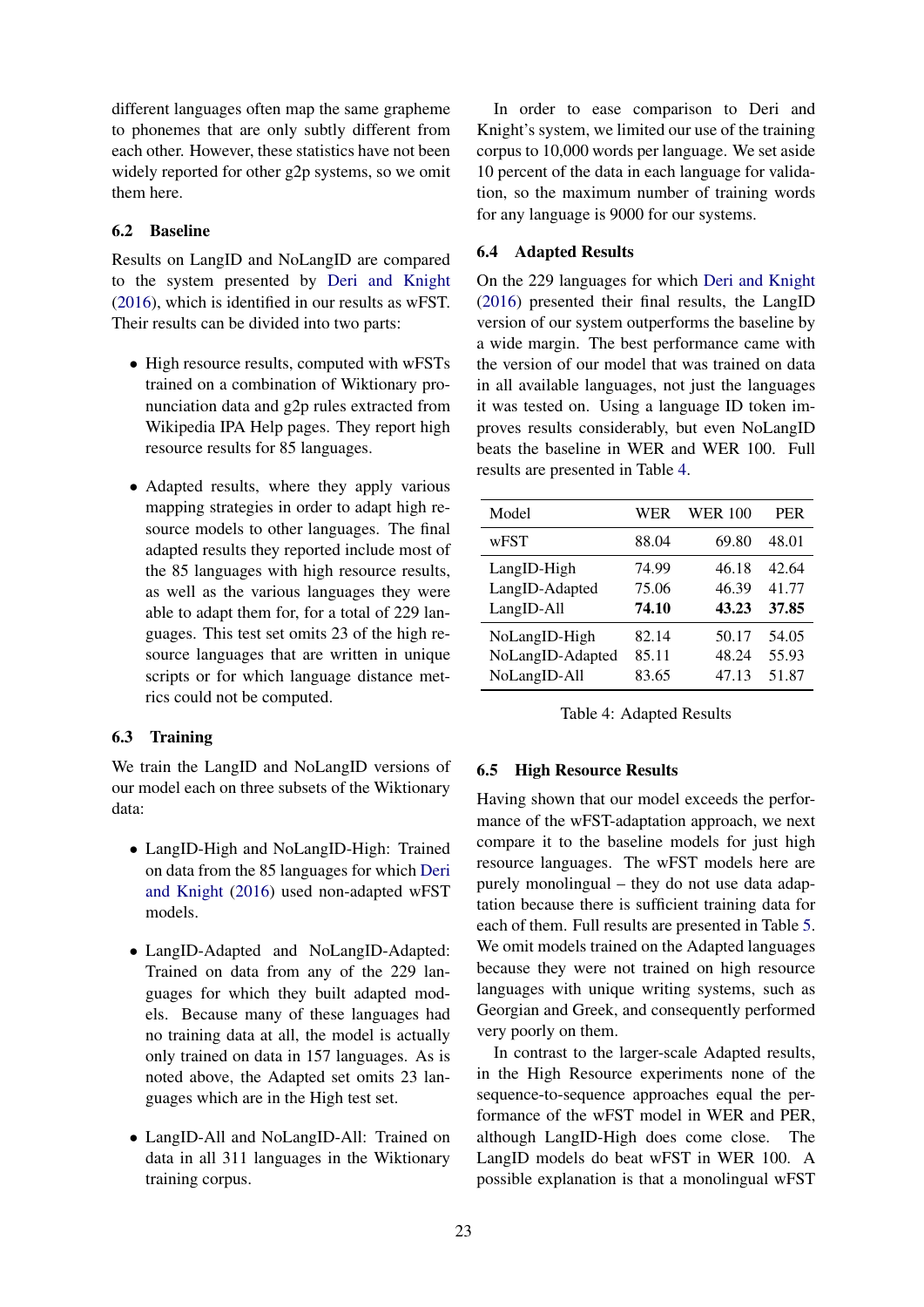different languages often map the same grapheme to phonemes that are only subtly different from each other. However, these statistics have not been widely reported for other g2p systems, so we omit them here.

### 6.2 Baseline

Results on LangID and NoLangID are compared to the system presented by Deri and Knight (2016), which is identified in our results as wFST. Their results can be divided into two parts:

- High resource results, computed with wFSTs trained on a combination of Wiktionary pronunciation data and g2p rules extracted from Wikipedia IPA Help pages. They report high resource results for 85 languages.
- Adapted results, where they apply various mapping strategies in order to adapt high resource models to other languages. The final adapted results they reported include most of the 85 languages with high resource results, as well as the various languages they were able to adapt them for, for a total of 229 languages. This test set omits 23 of the high resource languages that are written in unique scripts or for which language distance metrics could not be computed.

### 6.3 Training

We train the LangID and NoLangID versions of our model each on three subsets of the Wiktionary data:

- LangID-High and NoLangID-High: Trained on data from the 85 languages for which Deri and Knight (2016) used non-adapted wFST models.
- LangID-Adapted and NoLangID-Adapted: Trained on data from any of the 229 languages for which they built adapted models. Because many of these languages had no training data at all, the model is actually only trained on data in 157 languages. As is noted above, the Adapted set omits 23 languages which are in the High test set.
- LangID-All and NoLangID-All: Trained on data in all 311 languages in the Wiktionary training corpus.

In order to ease comparison to Deri and Knight's system, we limited our use of the training corpus to 10,000 words per language. We set aside 10 percent of the data in each language for validation, so the maximum number of training words for any language is 9000 for our systems.

### 6.4 Adapted Results

On the 229 languages for which Deri and Knight (2016) presented their final results, the LangID version of our system outperforms the baseline by a wide margin. The best performance came with the version of our model that was trained on data in all available languages, not just the languages it was tested on. Using a language ID token improves results considerably, but even NoLangID beats the baseline in WER and WER 100. Full results are presented in Table 4.

| Model | WER | WER 100 | PER |
|---|---|---|---|
| wFST | 88.04 | 69.80 | 48.01 |
| LangID-High | 74.99 | 46.18 | 42.64 |
| LangID-Adapted | 75.06 | 46.39 | 41.77 |
| LangID-All | **74.10** | **43.23** | **37.85** |
| NoLangID-High | 82.14 | 50.17 | 54.05 |
| NoLangID-Adapted | 85.11 | 48.24 | 55.93 |
| NoLangID-All | 83.65 | 47.13 | 51.87 |

Table 4: Adapted Results

### 6.5 High Resource Results

Having shown that our model exceeds the performance of the wFST-adaptation approach, we next compare it to the baseline models for just high resource languages. The wFST models here are purely monolingual – they do not use data adaptation because there is sufficient training data for each of them. Full results are presented in Table 5. We omit models trained on the Adapted languages because they were not trained on high resource languages with unique writing systems, such as Georgian and Greek, and consequently performed very poorly on them.

In contrast to the larger-scale Adapted results, in the High Resource experiments none of the sequence-to-sequence approaches equal the performance of the wFST model in WER and PER, although LangID-High does come close. The LangID models do beat wFST in WER 100. A possible explanation is that a monolingual wFST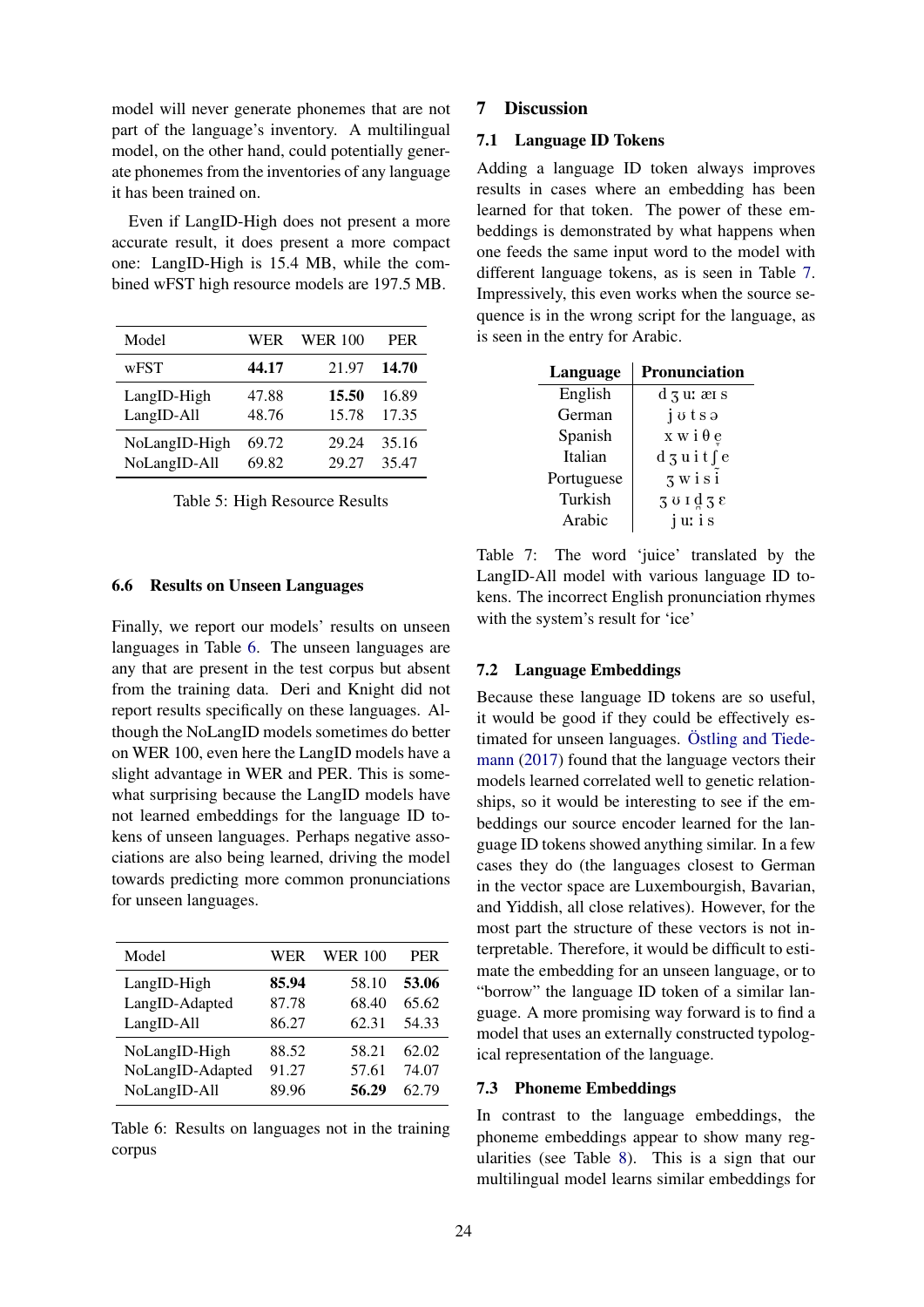model will never generate phonemes that are not part of the language's inventory. A multilingual model, on the other hand, could potentially generate phonemes from the inventories of any language it has been trained on.

Even if LangID-High does not present a more accurate result, it does present a more compact one: LangID-High is 15.4 MB, while the combined wFST high resource models are 197.5 MB.

| Model | WER | WER 100 | PER |
|---|---|---|---|
| wFST | **44.17** | 21.97 | **14.70** |
| LangID-High | 47.88 | **15.50** | 16.89 |
| LangID-All | 48.76 | 15.78 | 17.35 |
| NoLangID-High | 69.72 | 29.24 | 35.16 |
| NoLangID-All | 69.82 | 29.27 | 35.47 |

Table 5: High Resource Results

### 6.6 Results on Unseen Languages

Finally, we report our models' results on unseen languages in Table 6. The unseen languages are any that are present in the test corpus but absent from the training data. Deri and Knight did not report results specifically on these languages. Although the NoLangID models sometimes do better on WER 100, even here the LangID models have a slight advantage in WER and PER. This is somewhat surprising because the LangID models have not learned embeddings for the language ID tokens of unseen languages. Perhaps negative associations are also being learned, driving the model towards predicting more common pronunciations for unseen languages.

| Model | WER | WER 100 | PER |
|---|---|---|---|
| LangID-High | **85.94** | 58.10 | **53.06** |
| LangID-Adapted | 87.78 | 68.40 | 65.62 |
| LangID-All | 86.27 | 62.31 | 54.33 |
| NoLangID-High | 88.52 | 58.21 | 62.02 |
| NoLangID-Adapted | 91.27 | 57.61 | 74.07 |
| NoLangID-All | 89.96 | **56.29** | 62.79 |

Table 6: Results on languages not in the training corpus

## 7 Discussion

### 7.1 Language ID Tokens

Adding a language ID token always improves results in cases where an embedding has been learned for that token. The power of these embeddings is demonstrated by what happens when one feeds the same input word to the model with different language tokens, as is seen in Table 7. Impressively, this even works when the source sequence is in the wrong script for the language, as is seen in the entry for Arabic.

| **Language** | **Pronunciation** |
|---|---|
| English | d ʒ uː æɪ s |
| German | j ʊ t s ə |
| Spanish | x w i θ e̞ |
| Italian | d ʒ u i t ʃ e |
| Portuguese | ʒ w i s ĩ |
| Turkish | ʒ ʊ ɪ d̪ ʒ ɛ |
| Arabic | j uː i s |

Table 7: The word 'juice' translated by the LangID-All model with various language ID tokens. The incorrect English pronunciation rhymes with the system's result for 'ice'

### 7.2 Language Embeddings

Because these language ID tokens are so useful, it would be good if they could be effectively estimated for unseen languages. Östling and Tiedemann (2017) found that the language vectors their models learned correlated well to genetic relationships, so it would be interesting to see if the embeddings our source encoder learned for the language ID tokens showed anything similar. In a few cases they do (the languages closest to German in the vector space are Luxembourgish, Bavarian, and Yiddish, all close relatives). However, for the most part the structure of these vectors is not interpretable. Therefore, it would be difficult to estimate the embedding for an unseen language, or to "borrow" the language ID token of a similar language. A more promising way forward is to find a model that uses an externally constructed typological representation of the language.

### 7.3 Phoneme Embeddings

In contrast to the language embeddings, the phoneme embeddings appear to show many regularities (see Table 8). This is a sign that our multilingual model learns similar embeddings for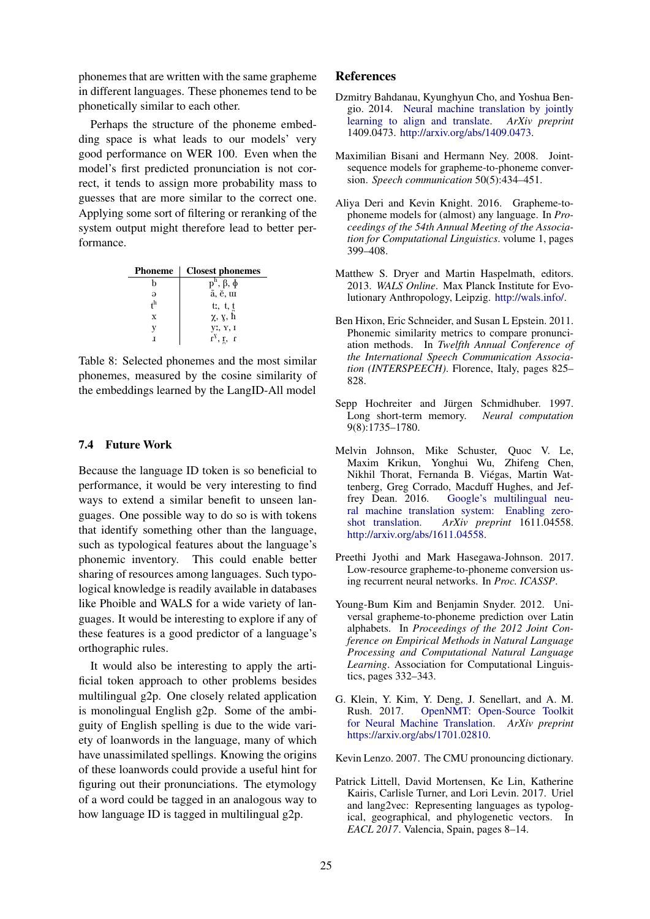phonemes that are written with the same grapheme in different languages. These phonemes tend to be phonetically similar to each other.

Perhaps the structure of the phoneme embedding space is what leads to our models' very good performance on WER 100. Even when the model's first predicted pronunciation is not correct, it tends to assign more probability mass to guesses that are more similar to the correct one. Applying some sort of filtering or reranking of the system output might therefore lead to better performance.

| Phoneme | Closest phonemes |
|---|---|
| b | pʰ, β, ɸ |
| ə | ã, ĕ, ɯ |
| tʰ | tː, t, t̪ |
| x | χ, ɣ, ħ |
| y | yː, ʏ, ɪ |
| ɹ | rˠ, r̥, ɾ |

Table 8: Selected phonemes and the most similar phonemes, measured by the cosine similarity of the embeddings learned by the LangID-All model

### 7.4 Future Work

Because the language ID token is so beneficial to performance, it would be very interesting to find ways to extend a similar benefit to unseen languages. One possible way to do so is with tokens that identify something other than the language, such as typological features about the language's phonemic inventory. This could enable better sharing of resources among languages. Such typological knowledge is readily available in databases like Phoible and WALS for a wide variety of languages. It would be interesting to explore if any of these features is a good predictor of a language's orthographic rules.

It would also be interesting to apply the artificial token approach to other problems besides multilingual g2p. One closely related application is monolingual English g2p. Some of the ambiguity of English spelling is due to the wide variety of loanwords in the language, many of which have unassimilated spellings. Knowing the origins of these loanwords could provide a useful hint for figuring out their pronunciations. The etymology of a word could be tagged in an analogous way to how language ID is tagged in multilingual g2p.

## References

Dzmitry Bahdanau, Kyunghyun Cho, and Yoshua Bengio. 2014. Neural machine translation by jointly learning to align and translate. *ArXiv preprint* 1409.0473. http://arxiv.org/abs/1409.0473.

Maximilian Bisani and Hermann Ney. 2008. Joint-sequence models for grapheme-to-phoneme conversion. *Speech communication* 50(5):434–451.

Aliya Deri and Kevin Knight. 2016. Grapheme-to-phoneme models for (almost) any language. In *Proceedings of the 54th Annual Meeting of the Association for Computational Linguistics*. volume 1, pages 399–408.

Matthew S. Dryer and Martin Haspelmath, editors. 2013. *WALS Online*. Max Planck Institute for Evolutionary Anthropology, Leipzig. http://wals.info/.

Ben Hixon, Eric Schneider, and Susan L Epstein. 2011. Phonemic similarity metrics to compare pronunciation methods. In *Twelfth Annual Conference of the International Speech Communication Association (INTERSPEECH)*. Florence, Italy, pages 825–828.

Sepp Hochreiter and Jürgen Schmidhuber. 1997. Long short-term memory. *Neural computation* 9(8):1735–1780.

Melvin Johnson, Mike Schuster, Quoc V. Le, Maxim Krikun, Yonghui Wu, Zhifeng Chen, Nikhil Thorat, Fernanda B. Viégas, Martin Wattenberg, Greg Corrado, Macduff Hughes, and Jeffrey Dean. 2016. Google's multilingual neural machine translation system: Enabling zero-shot translation. *ArXiv preprint* 1611.04558. http://arxiv.org/abs/1611.04558.

Preethi Jyothi and Mark Hasegawa-Johnson. 2017. Low-resource grapheme-to-phoneme conversion using recurrent neural networks. In *Proc. ICASSP*.

Young-Bum Kim and Benjamin Snyder. 2012. Universal grapheme-to-phoneme prediction over Latin alphabets. In *Proceedings of the 2012 Joint Conference on Empirical Methods in Natural Language Processing and Computational Natural Language Learning*. Association for Computational Linguistics, pages 332–343.

G. Klein, Y. Kim, Y. Deng, J. Senellart, and A. M. Rush. 2017. OpenNMT: Open-Source Toolkit for Neural Machine Translation. *ArXiv preprint* https://arxiv.org/abs/1701.02810.

Kevin Lenzo. 2007. The CMU pronouncing dictionary.

Patrick Littell, David Mortensen, Ke Lin, Katherine Kairis, Carlisle Turner, and Lori Levin. 2017. Uriel and lang2vec: Representing languages as typological, geographical, and phylogenetic vectors. In *EACL 2017*. Valencia, Spain, pages 8–14.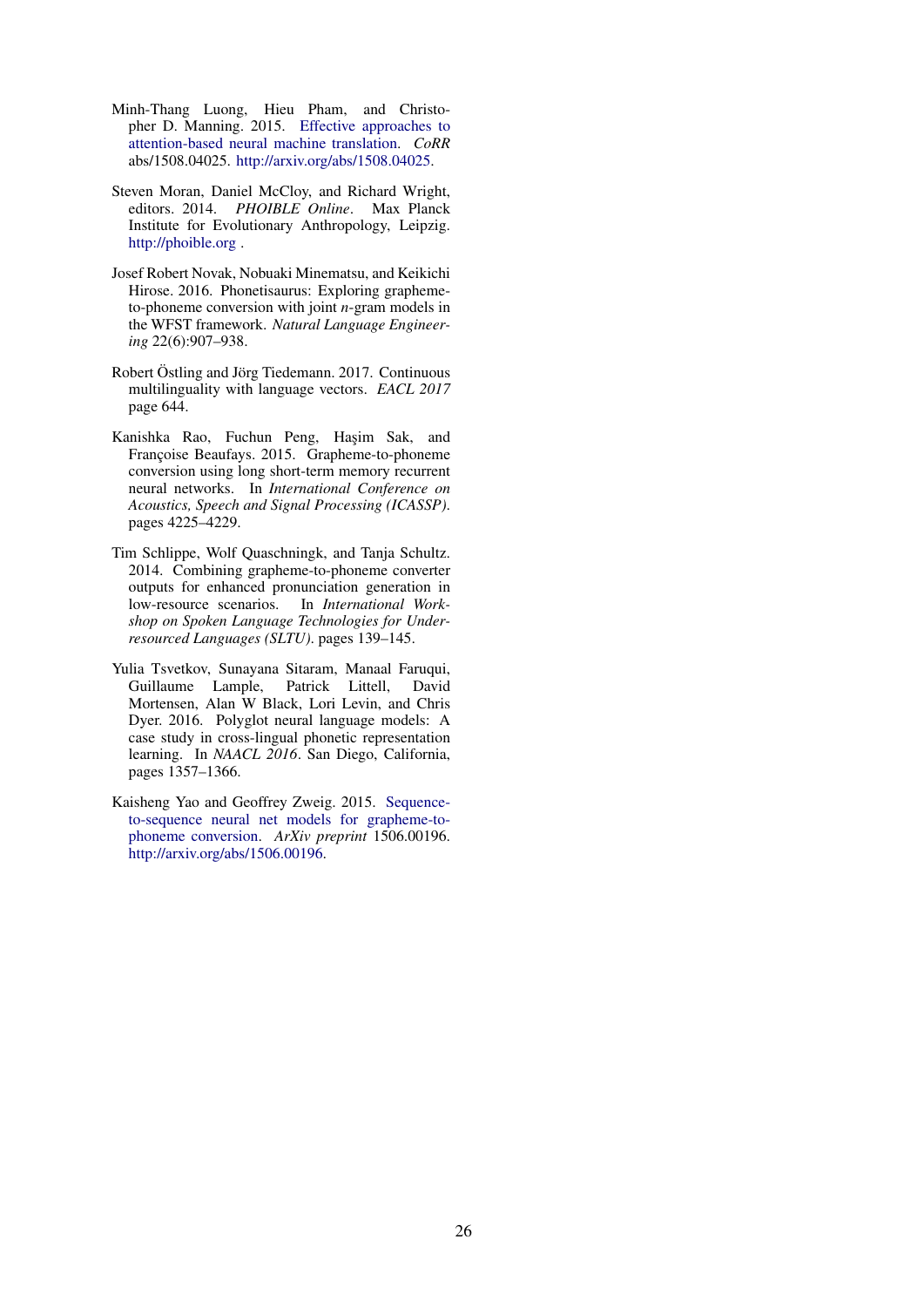Minh-Thang Luong, Hieu Pham, and Christopher D. Manning. 2015. Effective approaches to attention-based neural machine translation. *CoRR* abs/1508.04025. http://arxiv.org/abs/1508.04025.

Steven Moran, Daniel McCloy, and Richard Wright, editors. 2014. *PHOIBLE Online*. Max Planck Institute for Evolutionary Anthropology, Leipzig. http://phoible.org .

Josef Robert Novak, Nobuaki Minematsu, and Keikichi Hirose. 2016. Phonetisaurus: Exploring grapheme-to-phoneme conversion with joint $n$-gram models in the WFST framework. *Natural Language Engineering* 22(6):907–938.

Robert Östling and Jörg Tiedemann. 2017. Continuous multilinguality with language vectors. *EACL 2017* page 644.

Kanishka Rao, Fuchun Peng, Haşim Sak, and Françoise Beaufays. 2015. Grapheme-to-phoneme conversion using long short-term memory recurrent neural networks. In *International Conference on Acoustics, Speech and Signal Processing (ICASSP)*. pages 4225–4229.

Tim Schlippe, Wolf Quaschningk, and Tanja Schultz. 2014. Combining grapheme-to-phoneme converter outputs for enhanced pronunciation generation in low-resource scenarios. In *International Workshop on Spoken Language Technologies for Under-resourced Languages (SLTU)*. pages 139–145.

Yulia Tsvetkov, Sunayana Sitaram, Manaal Faruqui, Guillaume Lample, Patrick Littell, David Mortensen, Alan W Black, Lori Levin, and Chris Dyer. 2016. Polyglot neural language models: A case study in cross-lingual phonetic representation learning. In *NAACL 2016*. San Diego, California, pages 1357–1366.

Kaisheng Yao and Geoffrey Zweig. 2015. Sequence-to-sequence neural net models for grapheme-to-phoneme conversion. *ArXiv preprint* 1506.00196. http://arxiv.org/abs/1506.00196.